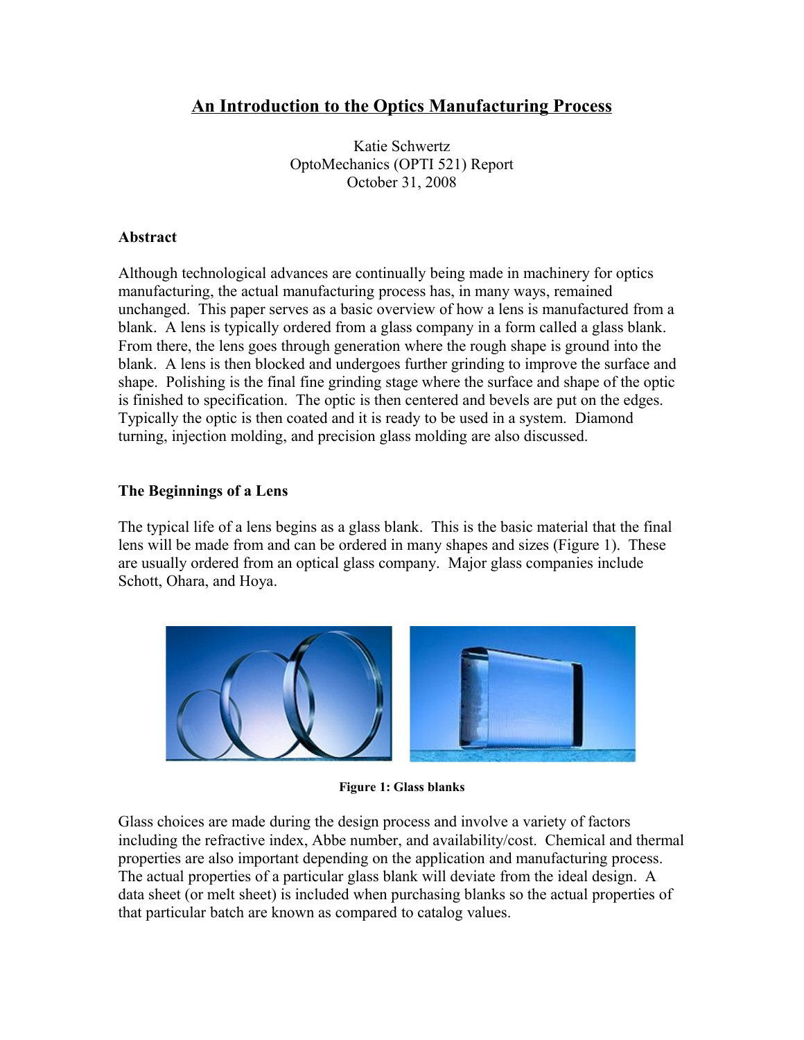# An Introduction to the Optics Manufacturing Process

Katie Schwertz
OptoMechanics (OPTI 521) Report
October 31, 2008

## Abstract

Although technological advances are continually being made in machinery for optics manufacturing, the actual manufacturing process has, in many ways, remained unchanged. This paper serves as a basic overview of how a lens is manufactured from a blank. A lens is typically ordered from a glass company in a form called a glass blank. From there, the lens goes through generation where the rough shape is ground into the blank. A lens is then blocked and undergoes further grinding to improve the surface and shape. Polishing is the final fine grinding stage where the surface and shape of the optic is finished to specification. The optic is then centered and bevels are put on the edges. Typically the optic is then coated and it is ready to be used in a system. Diamond turning, injection molding, and precision glass molding are also discussed.

## The Beginnings of a Lens

The typical life of a lens begins as a glass blank. This is the basic material that the final lens will be made from and can be ordered in many shapes and sizes (Figure 1). These are usually ordered from an optical glass company. Major glass companies include Schott, Ohara, and Hoya.

**Figure 1: Glass blanks**

Glass choices are made during the design process and involve a variety of factors including the refractive index, Abbe number, and availability/cost. Chemical and thermal properties are also important depending on the application and manufacturing process. The actual properties of a particular glass blank will deviate from the ideal design. A data sheet (or melt sheet) is included when purchasing blanks so the actual properties of that particular batch are known as compared to catalog values.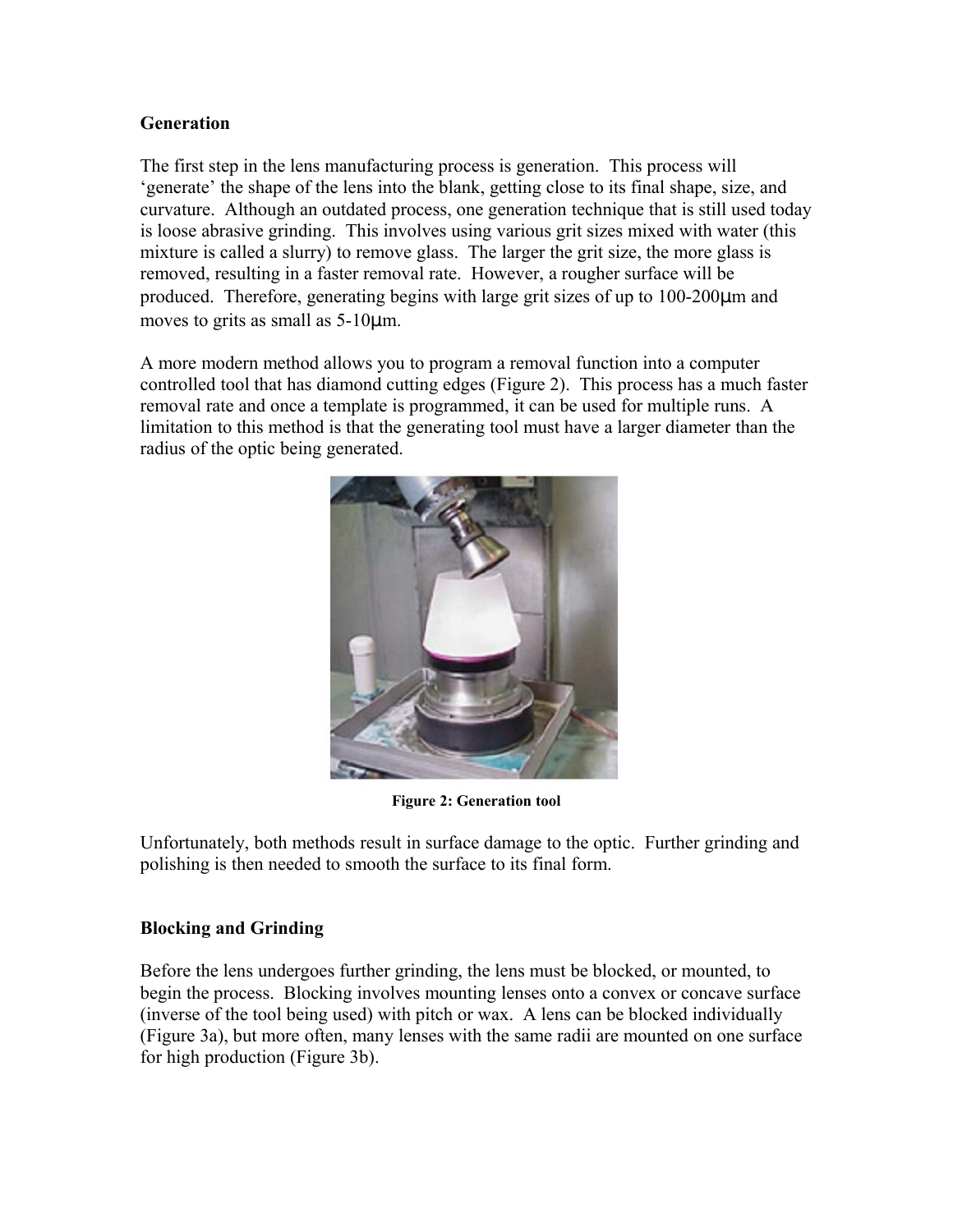## Generation

The first step in the lens manufacturing process is generation. This process will 'generate' the shape of the lens into the blank, getting close to its final shape, size, and curvature. Although an outdated process, one generation technique that is still used today is loose abrasive grinding. This involves using various grit sizes mixed with water (this mixture is called a slurry) to remove glass. The larger the grit size, the more glass is removed, resulting in a faster removal rate. However, a rougher surface will be produced. Therefore, generating begins with large grit sizes of up to 100-200μm and moves to grits as small as 5-10μm.

A more modern method allows you to program a removal function into a computer controlled tool that has diamond cutting edges (Figure 2). This process has a much faster removal rate and once a template is programmed, it can be used for multiple runs. A limitation to this method is that the generating tool must have a larger diameter than the radius of the optic being generated.

**Figure 2: Generation tool**

Unfortunately, both methods result in surface damage to the optic. Further grinding and polishing is then needed to smooth the surface to its final form.

## Blocking and Grinding

Before the lens undergoes further grinding, the lens must be blocked, or mounted, to begin the process. Blocking involves mounting lenses onto a convex or concave surface (inverse of the tool being used) with pitch or wax. A lens can be blocked individually (Figure 3a), but more often, many lenses with the same radii are mounted on one surface for high production (Figure 3b).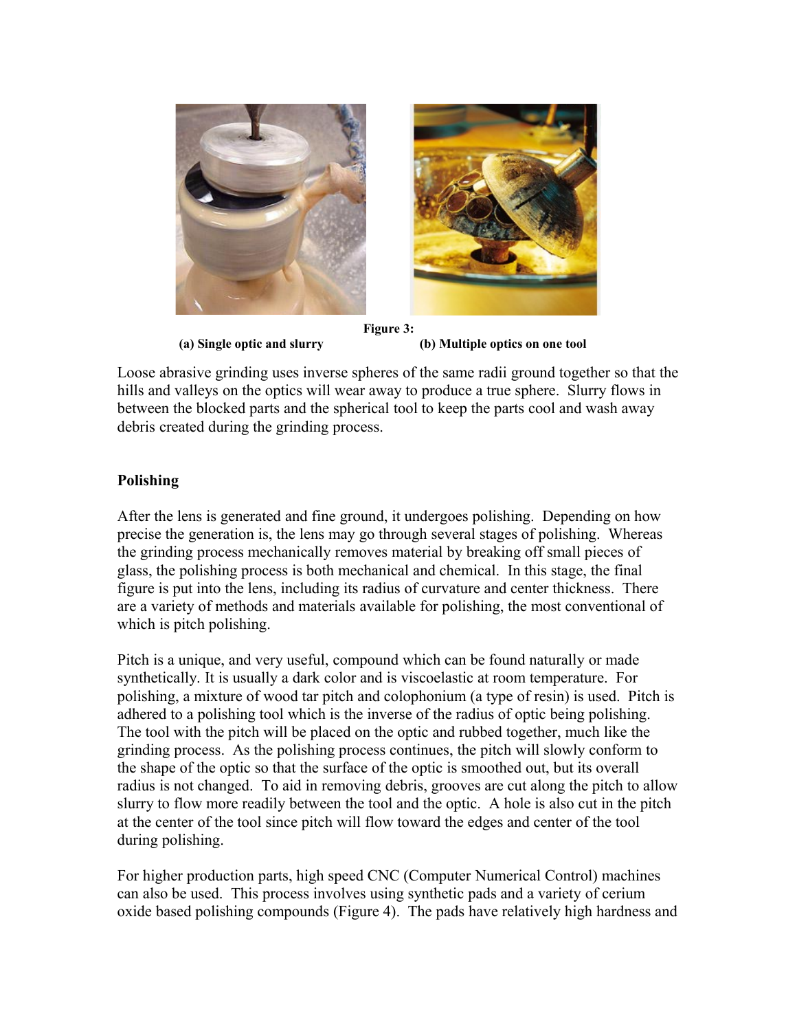**Figure 3:**

**(a) Single optic and slurry** **(b) Multiple optics on one tool**

Loose abrasive grinding uses inverse spheres of the same radii ground together so that the hills and valleys on the optics will wear away to produce a true sphere. Slurry flows in between the blocked parts and the spherical tool to keep the parts cool and wash away debris created during the grinding process.

**Polishing**

After the lens is generated and fine ground, it undergoes polishing. Depending on how precise the generation is, the lens may go through several stages of polishing. Whereas the grinding process mechanically removes material by breaking off small pieces of glass, the polishing process is both mechanical and chemical. In this stage, the final figure is put into the lens, including its radius of curvature and center thickness. There are a variety of methods and materials available for polishing, the most conventional of which is pitch polishing.

Pitch is a unique, and very useful, compound which can be found naturally or made synthetically. It is usually a dark color and is viscoelastic at room temperature. For polishing, a mixture of wood tar pitch and colophonium (a type of resin) is used. Pitch is adhered to a polishing tool which is the inverse of the radius of optic being polishing. The tool with the pitch will be placed on the optic and rubbed together, much like the grinding process. As the polishing process continues, the pitch will slowly conform to the shape of the optic so that the surface of the optic is smoothed out, but its overall radius is not changed. To aid in removing debris, grooves are cut along the pitch to allow slurry to flow more readily between the tool and the optic. A hole is also cut in the pitch at the center of the tool since pitch will flow toward the edges and center of the tool during polishing.

For higher production parts, high speed CNC (Computer Numerical Control) machines can also be used. This process involves using synthetic pads and a variety of cerium oxide based polishing compounds (Figure 4). The pads have relatively high hardness and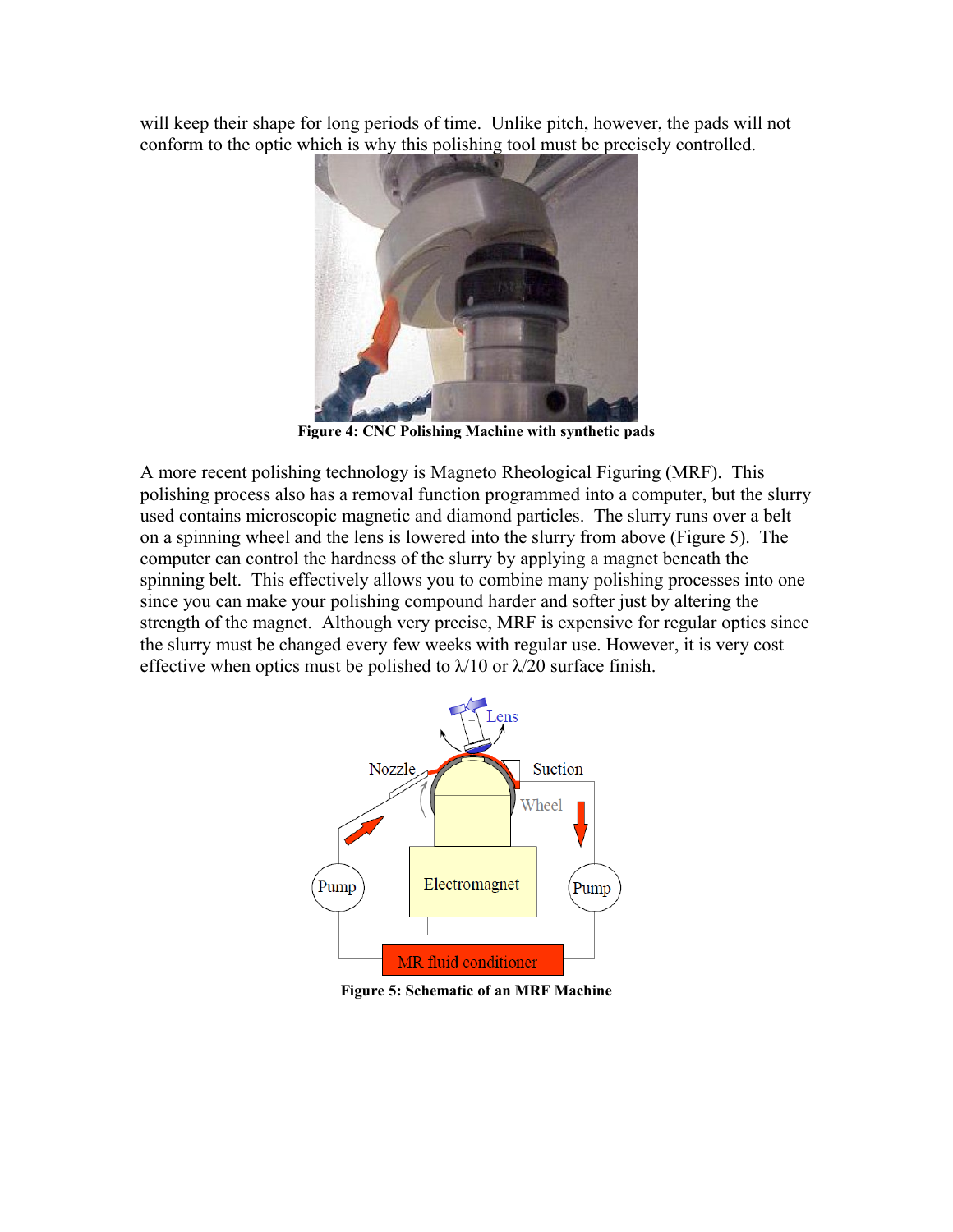will keep their shape for long periods of time. Unlike pitch, however, the pads will not conform to the optic which is why this polishing tool must be precisely controlled.

**Figure 4: CNC Polishing Machine with synthetic pads**

A more recent polishing technology is Magneto Rheological Figuring (MRF). This polishing process also has a removal function programmed into a computer, but the slurry used contains microscopic magnetic and diamond particles. The slurry runs over a belt on a spinning wheel and the lens is lowered into the slurry from above (Figure 5). The computer can control the hardness of the slurry by applying a magnet beneath the spinning belt. This effectively allows you to combine many polishing processes into one since you can make your polishing compound harder and softer just by altering the strength of the magnet. Although very precise, MRF is expensive for regular optics since the slurry must be changed every few weeks with regular use. However, it is very cost effective when optics must be polished to $\lambda/10$ or $\lambda/20$ surface finish.

**Figure 5: Schematic of an MRF Machine**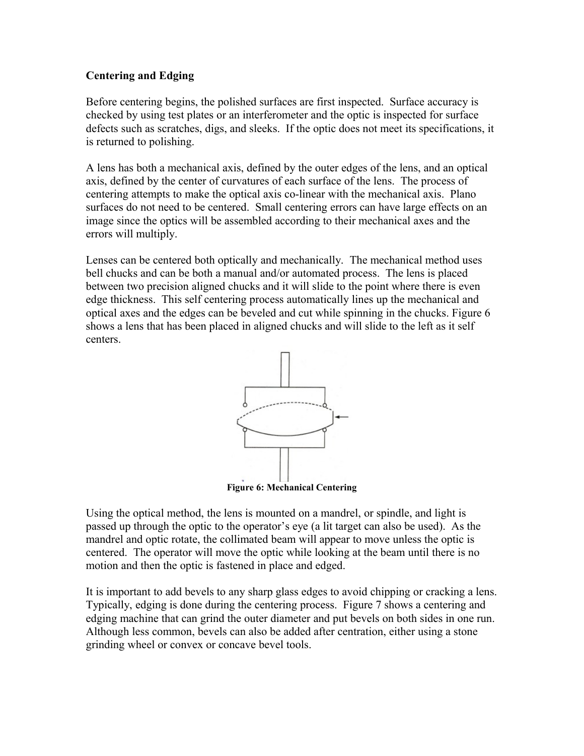**Centering and Edging**

Before centering begins, the polished surfaces are first inspected. Surface accuracy is checked by using test plates or an interferometer and the optic is inspected for surface defects such as scratches, digs, and sleeks. If the optic does not meet its specifications, it is returned to polishing.

A lens has both a mechanical axis, defined by the outer edges of the lens, and an optical axis, defined by the center of curvatures of each surface of the lens. The process of centering attempts to make the optical axis co-linear with the mechanical axis. Plano surfaces do not need to be centered. Small centering errors can have large effects on an image since the optics will be assembled according to their mechanical axes and the errors will multiply.

Lenses can be centered both optically and mechanically. The mechanical method uses bell chucks and can be both a manual and/or automated process. The lens is placed between two precision aligned chucks and it will slide to the point where there is even edge thickness. This self centering process automatically lines up the mechanical and optical axes and the edges can be beveled and cut while spinning in the chucks. Figure 6 shows a lens that has been placed in aligned chucks and will slide to the left as it self centers.

Figure 6: Mechanical Centering

Using the optical method, the lens is mounted on a mandrel, or spindle, and light is passed up through the optic to the operator's eye (a lit target can also be used). As the mandrel and optic rotate, the collimated beam will appear to move unless the optic is centered. The operator will move the optic while looking at the beam until there is no motion and then the optic is fastened in place and edged.

It is important to add bevels to any sharp glass edges to avoid chipping or cracking a lens. Typically, edging is done during the centering process. Figure 7 shows a centering and edging machine that can grind the outer diameter and put bevels on both sides in one run. Although less common, bevels can also be added after centration, either using a stone grinding wheel or convex or concave bevel tools.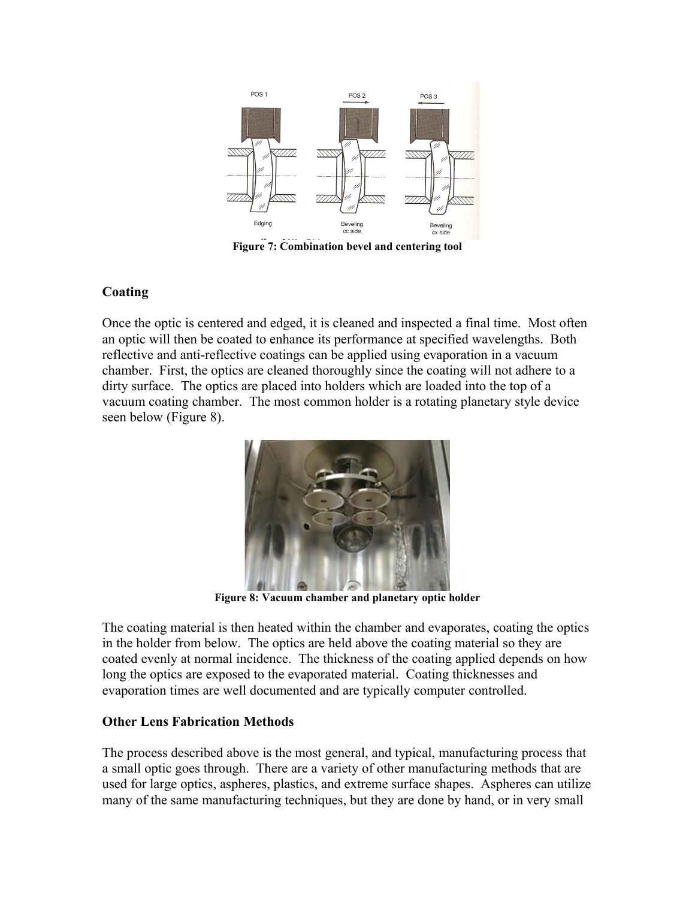Figure 7: Combination bevel and centering tool

## Coating

Once the optic is centered and edged, it is cleaned and inspected a final time. Most often an optic will then be coated to enhance its performance at specified wavelengths. Both reflective and anti-reflective coatings can be applied using evaporation in a vacuum chamber. First, the optics are cleaned thoroughly since the coating will not adhere to a dirty surface. The optics are placed into holders which are loaded into the top of a vacuum coating chamber. The most common holder is a rotating planetary style device seen below (Figure 8).

Figure 8: Vacuum chamber and planetary optic holder

The coating material is then heated within the chamber and evaporates, coating the optics in the holder from below. The optics are held above the coating material so they are coated evenly at normal incidence. The thickness of the coating applied depends on how long the optics are exposed to the evaporated material. Coating thicknesses and evaporation times are well documented and are typically computer controlled.

## Other Lens Fabrication Methods

The process described above is the most general, and typical, manufacturing process that a small optic goes through. There are a variety of other manufacturing methods that are used for large optics, aspheres, plastics, and extreme surface shapes. Aspheres can utilize many of the same manufacturing techniques, but they are done by hand, or in very small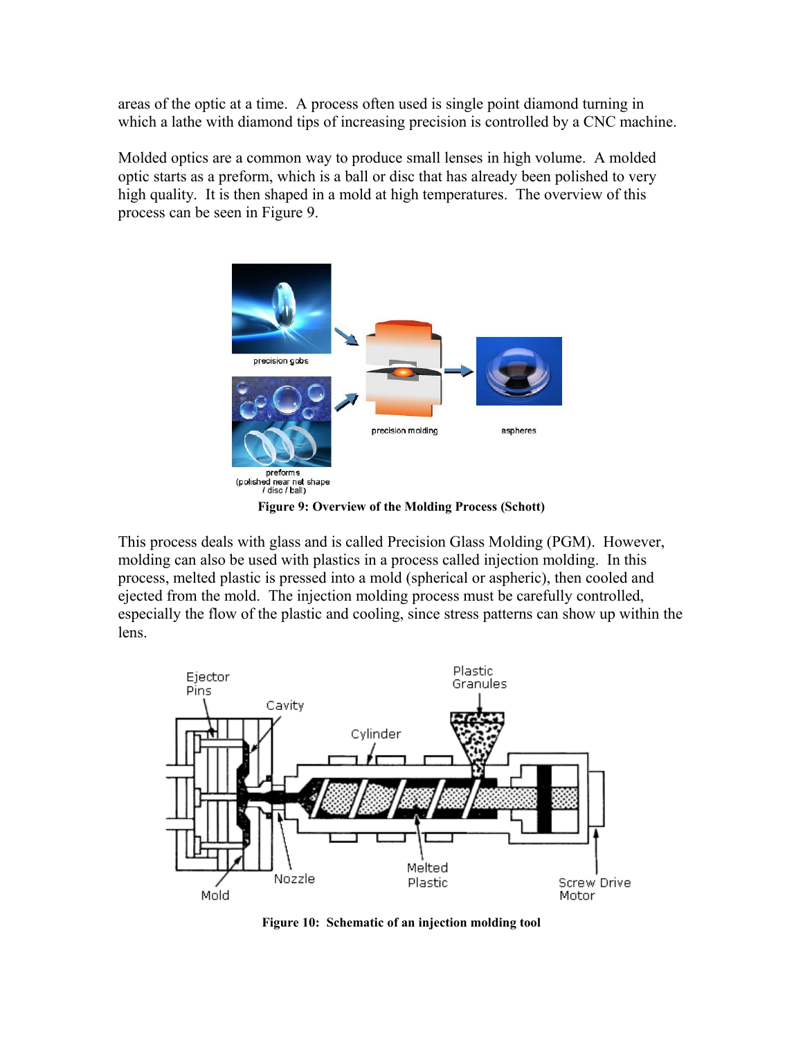areas of the optic at a time. A process often used is single point diamond turning in which a lathe with diamond tips of increasing precision is controlled by a CNC machine.

Molded optics are a common way to produce small lenses in high volume. A molded optic starts as a preform, which is a ball or disc that has already been polished to very high quality. It is then shaped in a mold at high temperatures. The overview of this process can be seen in Figure 9.

**Figure 9: Overview of the Molding Process (Schott)**

This process deals with glass and is called Precision Glass Molding (PGM). However, molding can also be used with plastics in a process called injection molding. In this process, melted plastic is pressed into a mold (spherical or aspheric), then cooled and ejected from the mold. The injection molding process must be carefully controlled, especially the flow of the plastic and cooling, since stress patterns can show up within the lens.

**Figure 10: Schematic of an injection molding tool**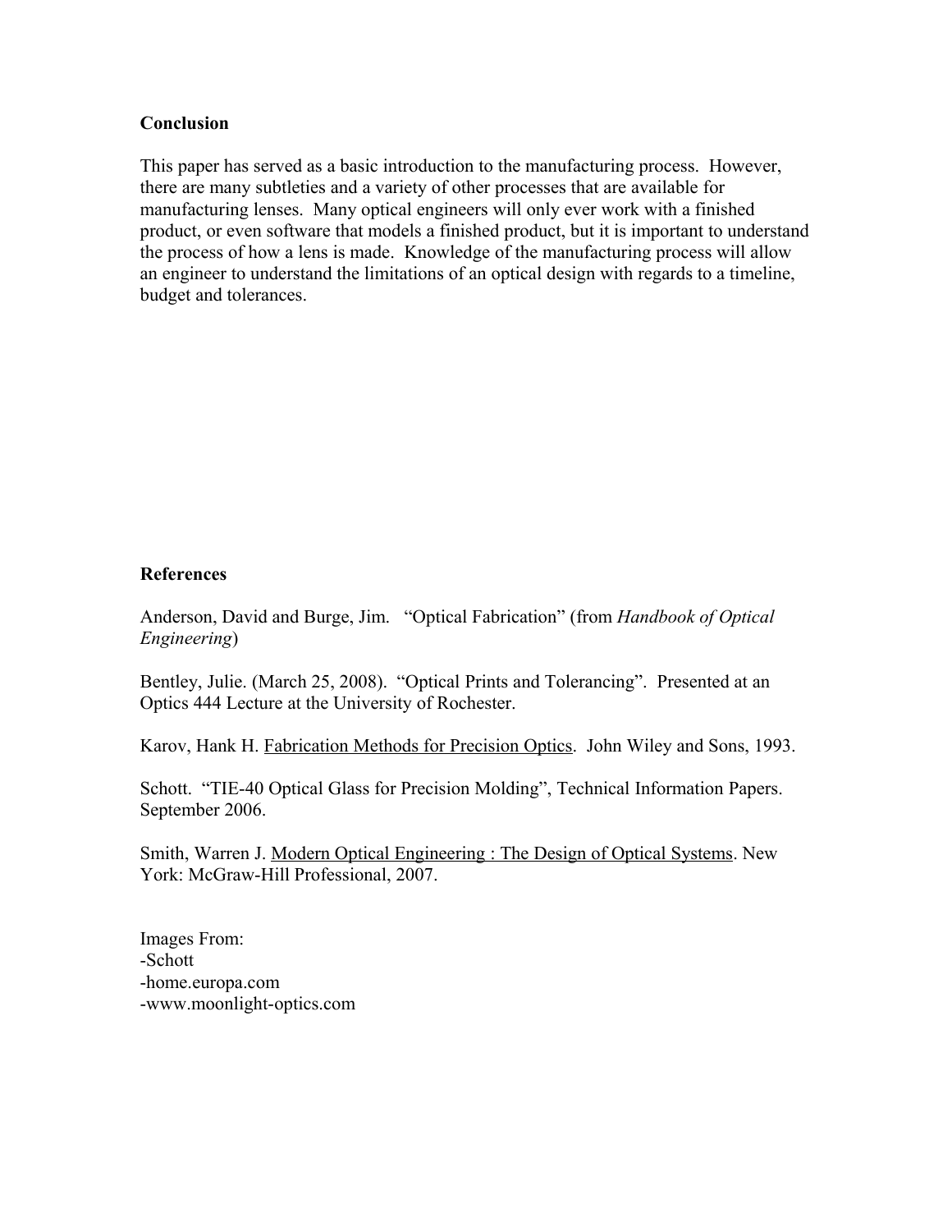## Conclusion

This paper has served as a basic introduction to the manufacturing process. However, there are many subtleties and a variety of other processes that are available for manufacturing lenses. Many optical engineers will only ever work with a finished product, or even software that models a finished product, but it is important to understand the process of how a lens is made. Knowledge of the manufacturing process will allow an engineer to understand the limitations of an optical design with regards to a timeline, budget and tolerances.

## References

Anderson, David and Burge, Jim. "Optical Fabrication" (from *Handbook of Optical Engineering*)

Bentley, Julie. (March 25, 2008). "Optical Prints and Tolerancing". Presented at an Optics 444 Lecture at the University of Rochester.

Karov, Hank H. Fabrication Methods for Precision Optics. John Wiley and Sons, 1993.

Schott. "TIE-40 Optical Glass for Precision Molding", Technical Information Papers. September 2006.

Smith, Warren J. Modern Optical Engineering : The Design of Optical Systems. New York: McGraw-Hill Professional, 2007.

Images From:
-Schott
-home.europa.com
-www.moonlight-optics.com